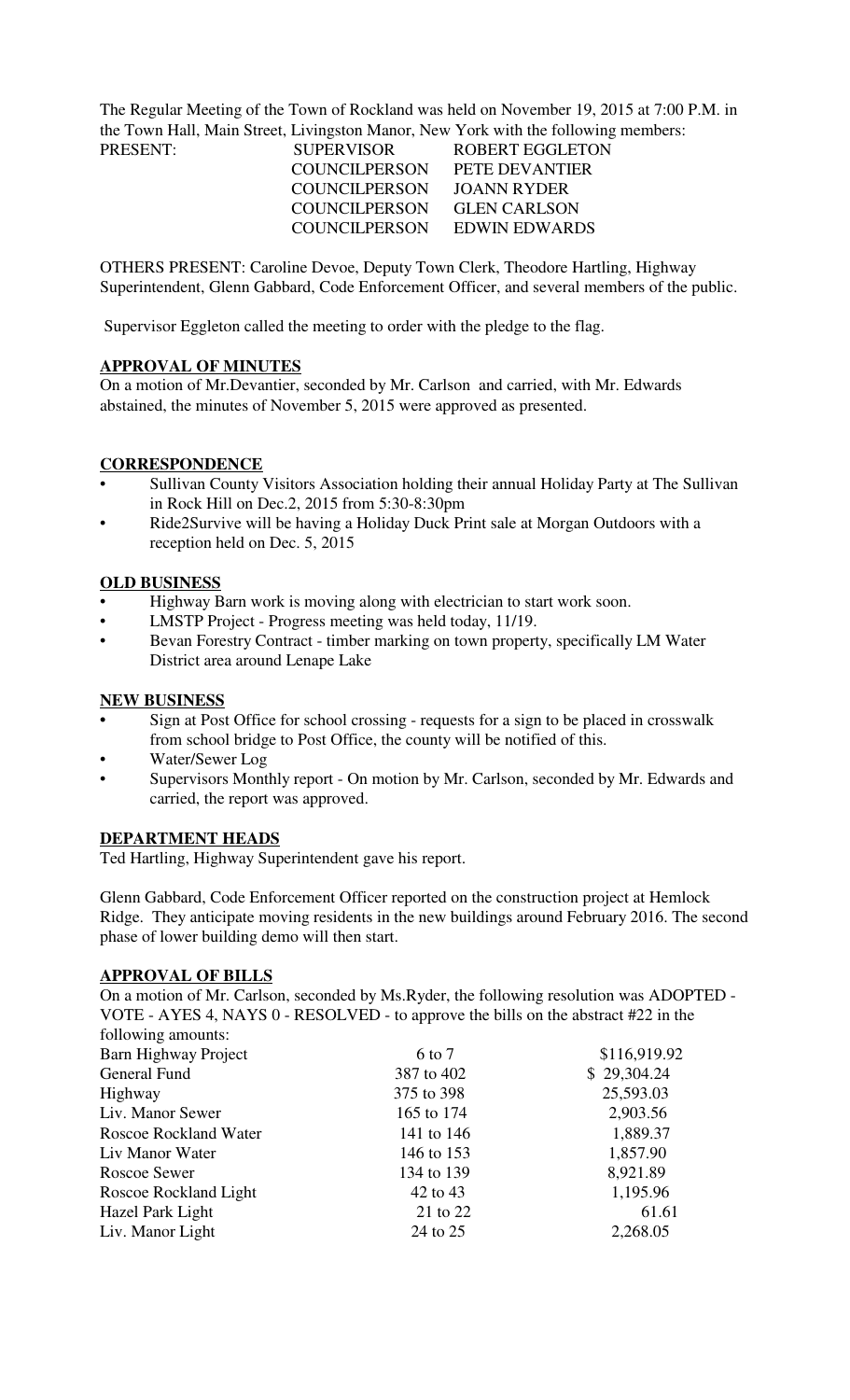The Regular Meeting of the Town of Rockland was held on November 19, 2015 at 7:00 P.M. in the Town Hall, Main Street, Livingston Manor, New York with the following members:

| PRESENT: | SUPERVISOR | ROBERT EGGLETON |
|---|---|---|
| | COUNCILPERSON | PETE DEVANTIER |
| | COUNCILPERSON | JOANN RYDER |
| | COUNCILPERSON | GLEN CARLSON |
| | COUNCILPERSON | EDWIN EDWARDS |

OTHERS PRESENT: Caroline Devoe, Deputy Town Clerk, Theodore Hartling, Highway Superintendent, Glenn Gabbard, Code Enforcement Officer, and several members of the public.

Supervisor Eggleton called the meeting to order with the pledge to the flag.

## APPROVAL OF MINUTES

On a motion of Mr.Devantier, seconded by Mr. Carlson and carried, with Mr. Edwards abstained, the minutes of November 5, 2015 were approved as presented.

## CORRESPONDENCE

- Sullivan County Visitors Association holding their annual Holiday Party at The Sullivan in Rock Hill on Dec.2, 2015 from 5:30-8:30pm
- Ride2Survive will be having a Holiday Duck Print sale at Morgan Outdoors with a reception held on Dec. 5, 2015

## OLD BUSINESS

- Highway Barn work is moving along with electrician to start work soon.
- LMSTP Project - Progress meeting was held today, 11/19.
- Bevan Forestry Contract - timber marking on town property, specifically LM Water District area around Lenape Lake

## NEW BUSINESS

- Sign at Post Office for school crossing - requests for a sign to be placed in crosswalk from school bridge to Post Office, the county will be notified of this.
- Water/Sewer Log
- Supervisors Monthly report - On motion by Mr. Carlson, seconded by Mr. Edwards and carried, the report was approved.

## DEPARTMENT HEADS

Ted Hartling, Highway Superintendent gave his report.

Glenn Gabbard, Code Enforcement Officer reported on the construction project at Hemlock Ridge. They anticipate moving residents in the new buildings around February 2016. The second phase of lower building demo will then start.

## APPROVAL OF BILLS

On a motion of Mr. Carlson, seconded by Ms.Ryder, the following resolution was ADOPTED - VOTE - AYES 4, NAYS 0 - RESOLVED - to approve the bills on the abstract #22 in the following amounts:

| | | |
|---|---|---|
| Barn Highway Project | 6 to 7 | \$116,919.92 |
| General Fund | 387 to 402 | \$ 29,304.24 |
| Highway | 375 to 398 | 25,593.03 |
| Liv. Manor Sewer | 165 to 174 | 2,903.56 |
| Roscoe Rockland Water | 141 to 146 | 1,889.37 |
| Liv Manor Water | 146 to 153 | 1,857.90 |
| Roscoe Sewer | 134 to 139 | 8,921.89 |
| Roscoe Rockland Light | 42 to 43 | 1,195.96 |
| Hazel Park Light | 21 to 22 | 61.61 |
| Liv. Manor Light | 24 to 25 | 2,268.05 |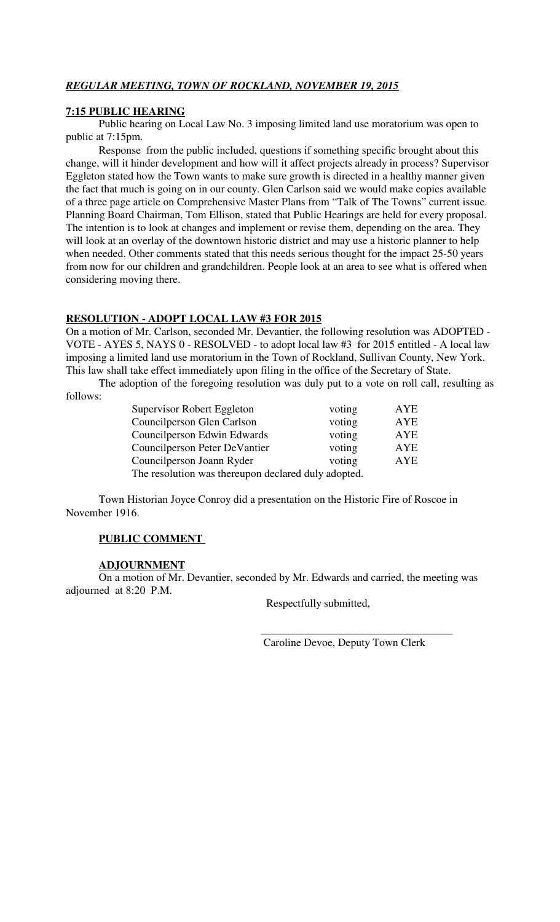***REGULAR MEETING, TOWN OF ROCKLAND, NOVEMBER 19, 2015***

**7:15 PUBLIC HEARING**

Public hearing on Local Law No. 3 imposing limited land use moratorium was open to public at 7:15pm.

Response from the public included, questions if something specific brought about this change, will it hinder development and how will it affect projects already in process? Supervisor Eggleton stated how the Town wants to make sure growth is directed in a healthy manner given the fact that much is going on in our county. Glen Carlson said we would make copies available of a three page article on Comprehensive Master Plans from "Talk of The Towns" current issue. Planning Board Chairman, Tom Ellison, stated that Public Hearings are held for every proposal. The intention is to look at changes and implement or revise them, depending on the area. They will look at an overlay of the downtown historic district and may use a historic planner to help when needed. Other comments stated that this needs serious thought for the impact 25-50 years from now for our children and grandchildren. People look at an area to see what is offered when considering moving there.

**RESOLUTION - ADOPT LOCAL LAW #3 FOR 2015**

On a motion of Mr. Carlson, seconded Mr. Devantier, the following resolution was ADOPTED - VOTE - AYES 5, NAYS 0 - RESOLVED - to adopt local law #3 for 2015 entitled - A local law imposing a limited land use moratorium in the Town of Rockland, Sullivan County, New York. This law shall take effect immediately upon filing in the office of the Secretary of State.

The adoption of the foregoing resolution was duly put to a vote on roll call, resulting as follows:

| | | |
|---|---|---|
| Supervisor Robert Eggleton | voting | AYE |
| Councilperson Glen Carlson | voting | AYE |
| Councilperson Edwin Edwards | voting | AYE |
| Councilperson Peter DeVantier | voting | AYE |
| Councilperson Joann Ryder | voting | AYE |

The resolution was thereupon declared duly adopted.

Town Historian Joyce Conroy did a presentation on the Historic Fire of Roscoe in November 1916.

**PUBLIC COMMENT**

**ADJOURNMENT**

On a motion of Mr. Devantier, seconded by Mr. Edwards and carried, the meeting was adjourned at 8:20 P.M.

Respectfully submitted,

\_\_\_\_\_\_\_\_\_\_\_\_\_\_\_\_\_\_\_\_\_\_\_\_\_\_\_\_\_\_\_\_\_\_\_

Caroline Devoe, Deputy Town Clerk